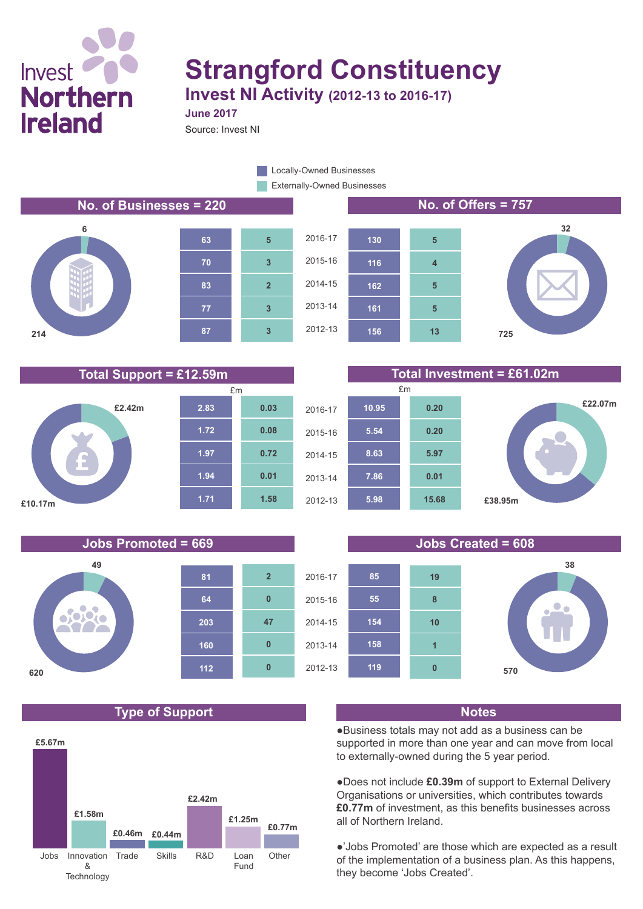Invest Northern Ireland

# Strangford Constituency

## Invest NI Activity (2012-13 to 2016-17)

**June 2017**

Source: Invest NI

Locally-Owned Businesses / Externally-Owned Businesses

## No. of Businesses = 220

Locally-Owned: 214; Externally-Owned: 6

| Year | Locally-Owned | Externally-Owned |
|---|---|---|
| 2016-17 | 63 | 5 |
| 2015-16 | 70 | 3 |
| 2014-15 | 83 | 2 |
| 2013-14 | 77 | 3 |
| 2012-13 | 87 | 3 |

## No. of Offers = 757

Locally-Owned: 725; Externally-Owned: 32

| Year | Locally-Owned | Externally-Owned |
|---|---|---|
| 2016-17 | 130 | 5 |
| 2015-16 | 116 | 4 |
| 2014-15 | 162 | 5 |
| 2013-14 | 161 | 5 |
| 2012-13 | 156 | 13 |

## Total Support = £12.59m

Locally-Owned: £10.17m; Externally-Owned: £2.42m

| Year | Locally-Owned (£m) | Externally-Owned (£m) |
|---|---|---|
| 2016-17 | 2.83 | 0.03 |
| 2015-16 | 1.72 | 0.08 |
| 2014-15 | 1.97 | 0.72 |
| 2013-14 | 1.94 | 0.01 |
| 2012-13 | 1.71 | 1.58 |

## Total Investment = £61.02m

Locally-Owned: £38.95m; Externally-Owned: £22.07m

| Year | Locally-Owned (£m) | Externally-Owned (£m) |
|---|---|---|
| 2016-17 | 10.95 | 0.20 |
| 2015-16 | 5.54 | 0.20 |
| 2014-15 | 8.63 | 5.97 |
| 2013-14 | 7.86 | 0.01 |
| 2012-13 | 5.98 | 15.68 |

## Jobs Promoted = 669

Locally-Owned: 620; Externally-Owned: 49

| Year | Locally-Owned | Externally-Owned |
|---|---|---|
| 2016-17 | 81 | 2 |
| 2015-16 | 64 | 0 |
| 2014-15 | 203 | 47 |
| 2013-14 | 160 | 0 |
| 2012-13 | 112 | 0 |

## Jobs Created = 608

Locally-Owned: 570; Externally-Owned: 38

| Year | Locally-Owned | Externally-Owned |
|---|---|---|
| 2016-17 | 85 | 19 |
| 2015-16 | 55 | 8 |
| 2014-15 | 154 | 10 |
| 2013-14 | 158 | 1 |
| 2012-13 | 119 | 0 |

## Type of Support

| Type | Amount |
|---|---|
| Jobs | £5.67m |
| Innovation & Technology | £1.58m |
| Trade | £0.46m |
| Skills | £0.44m |
| R&D | £2.42m |
| Loan Fund | £1.25m |
| Other | £0.77m |

## Notes

- Business totals may not add as a business can be supported in more than one year and can move from local to externally-owned during the 5 year period.
- Does not include **£0.39m** of support to External Delivery Organisations or universities, which contributes towards **£0.77m** of investment, as this benefits businesses across all of Northern Ireland.
- 'Jobs Promoted' are those which are expected as a result of the implementation of a business plan. As this happens, they become 'Jobs Created'.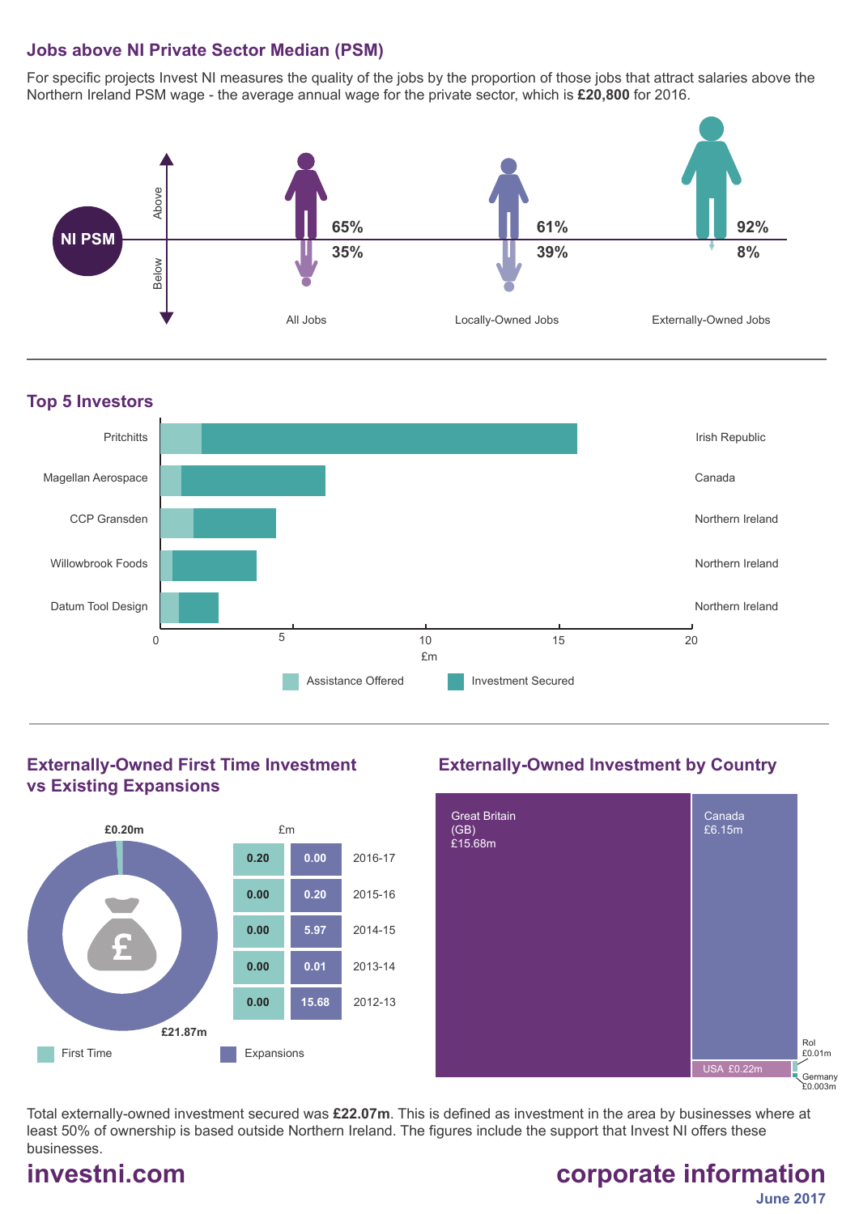## Jobs above NI Private Sector Median (PSM)

For specific projects Invest NI measures the quality of the jobs by the proportion of those jobs that attract salaries above the Northern Ireland PSM wage - the average annual wage for the private sector, which is **£20,800** for 2016.

NI PSM

Above

Below

65%
35%
All Jobs

61%
39%
Locally-Owned Jobs

92%
8%
Externally-Owned Jobs

## Top 5 Investors

Pritchitts — Irish Republic

Magellan Aerospace — Canada

CCP Gransden — Northern Ireland

Willowbrook Foods — Northern Ireland

Datum Tool Design — Northern Ireland

0 5 10 15 20

£m

Assistance Offered

Investment Secured

## Externally-Owned First Time Investment vs Existing Expansions

£0.20m

£21.87m

First Time

Expansions

| First Time (£m) | Expansions (£m) | |
|---|---|---|
| 0.20 | 0.00 | 2016-17 |
| 0.00 | 0.20 | 2015-16 |
| 0.00 | 5.97 | 2014-15 |
| 0.00 | 0.01 | 2013-14 |
| 0.00 | 15.68 | 2012-13 |

## Externally-Owned Investment by Country

Great Britain (GB) £15.68m

Canada £6.15m

USA £0.22m

RoI £0.01m

Germany £0.003m

Total externally-owned investment secured was **£22.07m**. This is defined as investment in the area by businesses where at least 50% of ownership is based outside Northern Ireland. The figures include the support that Invest NI offers these businesses.

**investni.com**

**corporate information**

**June 2017**